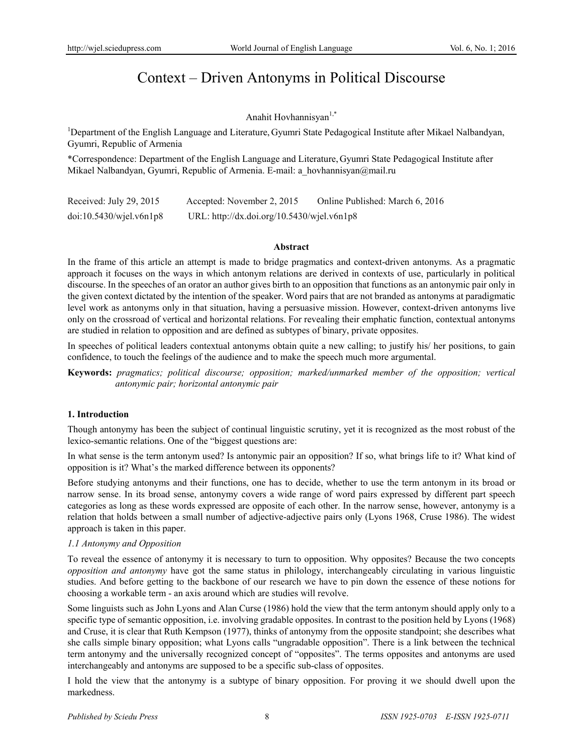# Context – Driven Antonyms in Political Discourse

Anahit Hovhannisyan[1,*]

[1]Department of the English Language and Literature, Gyumri State Pedagogical Institute after Mikael Nalbandyan, Gyumri, Republic of Armenia

*Correspondence: Department of the English Language and Literature, Gyumri State Pedagogical Institute after Mikael Nalbandyan, Gyumri, Republic of Armenia. E-mail: a_hovhannisyan@mail.ru

Received: July 29, 2015 Accepted: November 2, 2015 Online Published: March 6, 2016

doi:10.5430/wjel.v6n1p8 URL: http://dx.doi.org/10.5430/wjel.v6n1p8

**Abstract**

In the frame of this article an attempt is made to bridge pragmatics and context-driven antonyms. As a pragmatic approach it focuses on the ways in which antonym relations are derived in contexts of use, particularly in political discourse. In the speeches of an orator an author gives birth to an opposition that functions as an antonymic pair only in the given context dictated by the intention of the speaker. Word pairs that are not branded as antonyms at paradigmatic level work as antonyms only in that situation, having a persuasive mission. However, context-driven antonyms live only on the crossroad of vertical and horizontal relations. For revealing their emphatic function, contextual antonyms are studied in relation to opposition and are defined as subtypes of binary, private opposites.

In speeches of political leaders contextual antonyms obtain quite a new calling; to justify his/ her positions, to gain confidence, to touch the feelings of the audience and to make the speech much more argumental.

**Keywords:** *pragmatics; political discourse; opposition; marked/unmarked member of the opposition; vertical antonymic pair; horizontal antonymic pair*

## 1. Introduction

Though antonymy has been the subject of continual linguistic scrutiny, yet it is recognized as the most robust of the lexico-semantic relations. One of the "biggest questions are:

In what sense is the term antonym used? Is antonymic pair an opposition? If so, what brings life to it? What kind of opposition is it? What's the marked difference between its opponents?

Before studying antonyms and their functions, one has to decide, whether to use the term antonym in its broad or narrow sense. In its broad sense, antonymy covers a wide range of word pairs expressed by different part speech categories as long as these words expressed are opposite of each other. In the narrow sense, however, antonymy is a relation that holds between a small number of adjective-adjective pairs only (Lyons 1968, Cruse 1986). The widest approach is taken in this paper.

### *1.1 Antonymy and Opposition*

To reveal the essence of antonymy it is necessary to turn to opposition. Why opposites? Because the two concepts *opposition and antonymy* have got the same status in philology, interchangeably circulating in various linguistic studies. And before getting to the backbone of our research we have to pin down the essence of these notions for choosing a workable term - an axis around which are studies will revolve.

Some linguists such as John Lyons and Alan Curse (1986) hold the view that the term antonym should apply only to a specific type of semantic opposition, i.e. involving gradable opposites. In contrast to the position held by Lyons (1968) and Cruse, it is clear that Ruth Kempson (1977), thinks of antonymy from the opposite standpoint; she describes what she calls simple binary opposition; what Lyons calls "ungradable opposition". There is a link between the technical term antonymy and the universally recognized concept of "opposites". The terms opposites and antonyms are used interchangeably and antonyms are supposed to be a specific sub-class of opposites.

I hold the view that the antonymy is a subtype of binary opposition. For proving it we should dwell upon the markedness.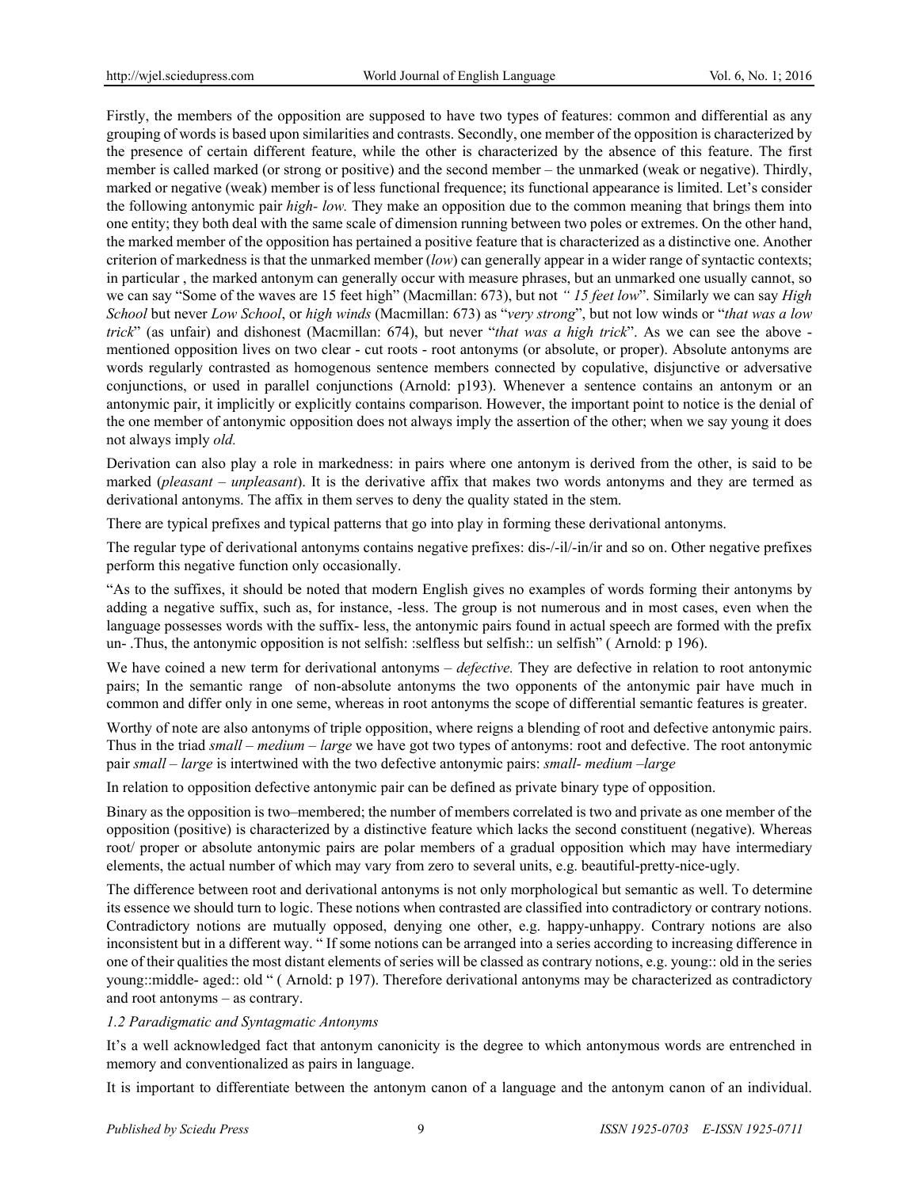Firstly, the members of the opposition are supposed to have two types of features: common and differential as any grouping of words is based upon similarities and contrasts. Secondly, one member of the opposition is characterized by the presence of certain different feature, while the other is characterized by the absence of this feature. The first member is called marked (or strong or positive) and the second member – the unmarked (weak or negative). Thirdly, marked or negative (weak) member is of less functional frequence; its functional appearance is limited. Let's consider the following antonymic pair *high- low.* They make an opposition due to the common meaning that brings them into one entity; they both deal with the same scale of dimension running between two poles or extremes. On the other hand, the marked member of the opposition has pertained a positive feature that is characterized as a distinctive one. Another criterion of markedness is that the unmarked member (*low*) can generally appear in a wider range of syntactic contexts; in particular , the marked antonym can generally occur with measure phrases, but an unmarked one usually cannot, so we can say "Some of the waves are 15 feet high" (Macmillan: 673), but not *" 15 feet low*". Similarly we can say *High School* but never *Low School*, or *high winds* (Macmillan: 673) as "*very strong*", but not low winds or "*that was a low trick*" (as unfair) and dishonest (Macmillan: 674), but never "*that was a high trick*". As we can see the above - mentioned opposition lives on two clear - cut roots - root antonyms (or absolute, or proper). Absolute antonyms are words regularly contrasted as homogenous sentence members connected by copulative, disjunctive or adversative conjunctions, or used in parallel conjunctions (Arnold: p193). Whenever a sentence contains an antonym or an antonymic pair, it implicitly or explicitly contains comparison. However, the important point to notice is the denial of the one member of antonymic opposition does not always imply the assertion of the other; when we say young it does not always imply *old.*

Derivation can also play a role in markedness: in pairs where one antonym is derived from the other, is said to be marked (*pleasant – unpleasant*). It is the derivative affix that makes two words antonyms and they are termed as derivational antonyms. The affix in them serves to deny the quality stated in the stem.

There are typical prefixes and typical patterns that go into play in forming these derivational antonyms.

The regular type of derivational antonyms contains negative prefixes: dis-/-il/-in/ir and so on. Other negative prefixes perform this negative function only occasionally.

"As to the suffixes, it should be noted that modern English gives no examples of words forming their antonyms by adding a negative suffix, such as, for instance, -less. The group is not numerous and in most cases, even when the language possesses words with the suffix- less, the antonymic pairs found in actual speech are formed with the prefix un- .Thus, the antonymic opposition is not selfish: :selfless but selfish:: un selfish" ( Arnold: p 196).

We have coined a new term for derivational antonyms – *defective.* They are defective in relation to root antonymic pairs; In the semantic range of non-absolute antonyms the two opponents of the antonymic pair have much in common and differ only in one seme, whereas in root antonyms the scope of differential semantic features is greater.

Worthy of note are also antonyms of triple opposition, where reigns a blending of root and defective antonymic pairs. Thus in the triad *small – medium – large* we have got two types of antonyms: root and defective. The root antonymic pair *small – large* is intertwined with the two defective antonymic pairs: *small- medium –large*

In relation to opposition defective antonymic pair can be defined as private binary type of opposition.

Binary as the opposition is two–membered; the number of members correlated is two and private as one member of the opposition (positive) is characterized by a distinctive feature which lacks the second constituent (negative). Whereas root/ proper or absolute antonymic pairs are polar members of a gradual opposition which may have intermediary elements, the actual number of which may vary from zero to several units, e.g. beautiful-pretty-nice-ugly.

The difference between root and derivational antonyms is not only morphological but semantic as well. To determine its essence we should turn to logic. These notions when contrasted are classified into contradictory or contrary notions. Contradictory notions are mutually opposed, denying one other, e.g. happy-unhappy. Contrary notions are also inconsistent but in a different way. " If some notions can be arranged into a series according to increasing difference in one of their qualities the most distant elements of series will be classed as contrary notions, e.g. young:: old in the series young::middle- aged:: old " ( Arnold: p 197). Therefore derivational antonyms may be characterized as contradictory and root antonyms – as contrary.

### *1.2 Paradigmatic and Syntagmatic Antonyms*

It's a well acknowledged fact that antonym canonicity is the degree to which antonymous words are entrenched in memory and conventionalized as pairs in language.

It is important to differentiate between the antonym canon of a language and the antonym canon of an individual.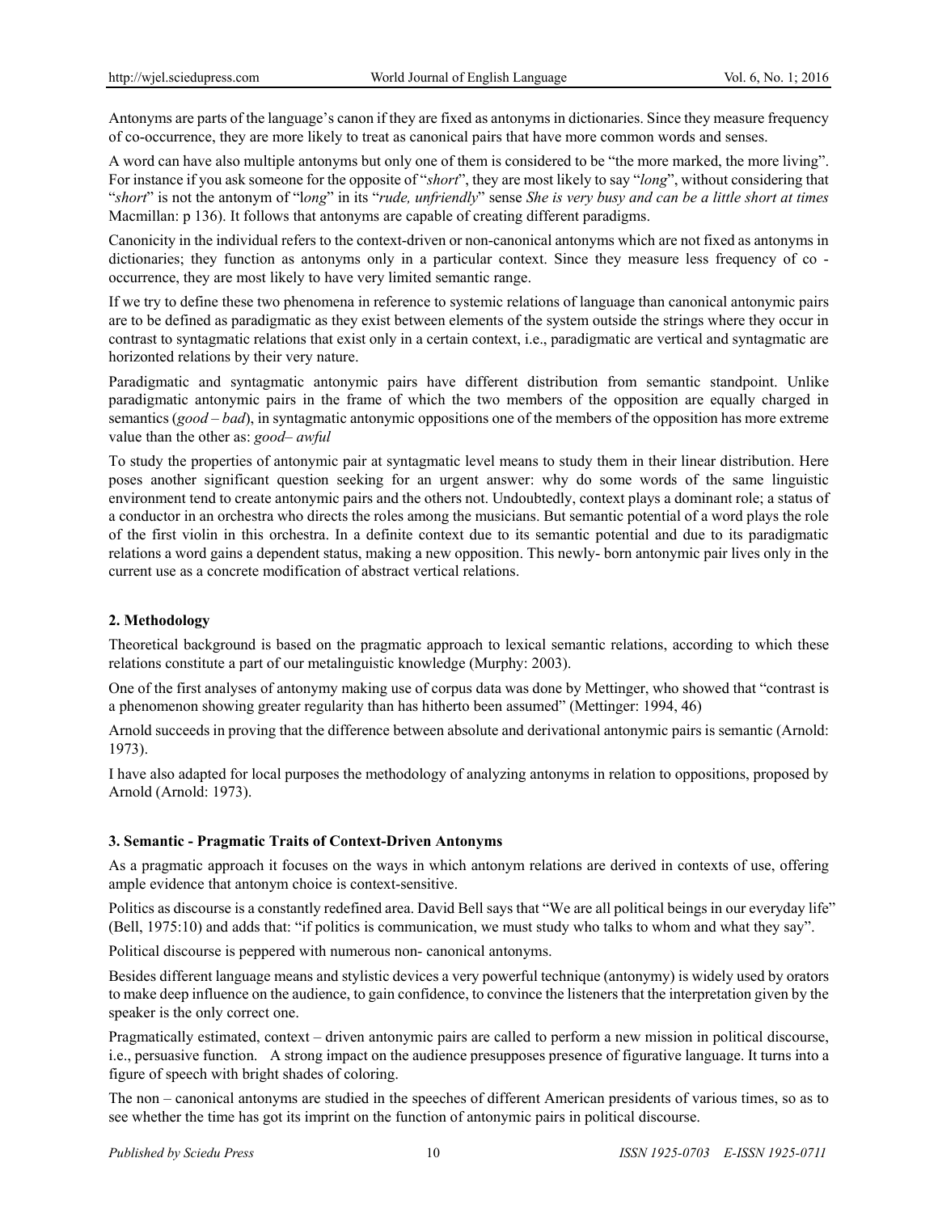Antonyms are parts of the language's canon if they are fixed as antonyms in dictionaries. Since they measure frequency of co-occurrence, they are more likely to treat as canonical pairs that have more common words and senses.

A word can have also multiple antonyms but only one of them is considered to be "the more marked, the more living". For instance if you ask someone for the opposite of "*short*", they are most likely to say "*long*", without considering that "*short*" is not the antonym of "l*ong*" in its "*rude, unfriendly*" sense *She is very busy and can be a little short at times* Macmillan: p 136). It follows that antonyms are capable of creating different paradigms.

Canonicity in the individual refers to the context-driven or non-canonical antonyms which are not fixed as antonyms in dictionaries; they function as antonyms only in a particular context. Since they measure less frequency of co - occurrence, they are most likely to have very limited semantic range.

If we try to define these two phenomena in reference to systemic relations of language than canonical antonymic pairs are to be defined as paradigmatic as they exist between elements of the system outside the strings where they occur in contrast to syntagmatic relations that exist only in a certain context, i.e., paradigmatic are vertical and syntagmatic are horizonted relations by their very nature.

Paradigmatic and syntagmatic antonymic pairs have different distribution from semantic standpoint. Unlike paradigmatic antonymic pairs in the frame of which the two members of the opposition are equally charged in semantics (*good – bad*), in syntagmatic antonymic oppositions one of the members of the opposition has more extreme value than the other as: *good– awful*

To study the properties of antonymic pair at syntagmatic level means to study them in their linear distribution. Here poses another significant question seeking for an urgent answer: why do some words of the same linguistic environment tend to create antonymic pairs and the others not. Undoubtedly, context plays a dominant role; a status of a conductor in an orchestra who directs the roles among the musicians. But semantic potential of a word plays the role of the first violin in this orchestra. In a definite context due to its semantic potential and due to its paradigmatic relations a word gains a dependent status, making a new opposition. This newly- born antonymic pair lives only in the current use as a concrete modification of abstract vertical relations.

## 2. Methodology

Theoretical background is based on the pragmatic approach to lexical semantic relations, according to which these relations constitute a part of our metalinguistic knowledge (Murphy: 2003).

One of the first analyses of antonymy making use of corpus data was done by Mettinger, who showed that "contrast is a phenomenon showing greater regularity than has hitherto been assumed" (Mettinger: 1994, 46)

Arnold succeeds in proving that the difference between absolute and derivational antonymic pairs is semantic (Arnold: 1973).

I have also adapted for local purposes the methodology of analyzing antonyms in relation to oppositions, proposed by Arnold (Arnold: 1973).

## 3. Semantic - Pragmatic Traits of Context-Driven Antonyms

As a pragmatic approach it focuses on the ways in which antonym relations are derived in contexts of use, offering ample evidence that antonym choice is context-sensitive.

Politics as discourse is a constantly redefined area. David Bell says that "We are all political beings in our everyday life" (Bell, 1975:10) and adds that: "if politics is communication, we must study who talks to whom and what they say".

Political discourse is peppered with numerous non- canonical antonyms.

Besides different language means and stylistic devices a very powerful technique (antonymy) is widely used by orators to make deep influence on the audience, to gain confidence, to convince the listeners that the interpretation given by the speaker is the only correct one.

Pragmatically estimated, context – driven antonymic pairs are called to perform a new mission in political discourse, i.e., persuasive function. A strong impact on the audience presupposes presence of figurative language. It turns into a figure of speech with bright shades of coloring.

The non – canonical antonyms are studied in the speeches of different American presidents of various times, so as to see whether the time has got its imprint on the function of antonymic pairs in political discourse.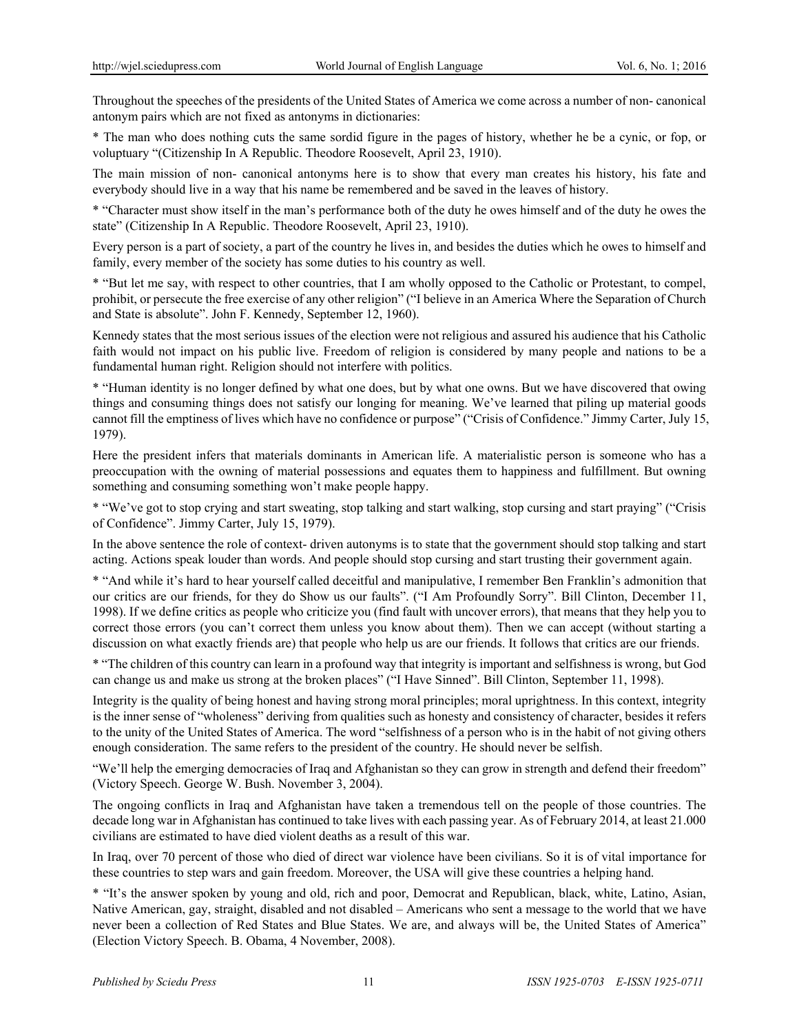Throughout the speeches of the presidents of the United States of America we come across a number of non- canonical antonym pairs which are not fixed as antonyms in dictionaries:

* The man who does nothing cuts the same sordid figure in the pages of history, whether he be a cynic, or fop, or voluptuary "(Citizenship In A Republic. Theodore Roosevelt, April 23, 1910).

The main mission of non- canonical antonyms here is to show that every man creates his history, his fate and everybody should live in a way that his name be remembered and be saved in the leaves of history.

* "Character must show itself in the man's performance both of the duty he owes himself and of the duty he owes the state" (Citizenship In A Republic. Theodore Roosevelt, April 23, 1910).

Every person is a part of society, a part of the country he lives in, and besides the duties which he owes to himself and family, every member of the society has some duties to his country as well.

* "But let me say, with respect to other countries, that I am wholly opposed to the Catholic or Protestant, to compel, prohibit, or persecute the free exercise of any other religion" ("I believe in an America Where the Separation of Church and State is absolute". John F. Kennedy, September 12, 1960).

Kennedy states that the most serious issues of the election were not religious and assured his audience that his Catholic faith would not impact on his public live. Freedom of religion is considered by many people and nations to be a fundamental human right. Religion should not interfere with politics.

* "Human identity is no longer defined by what one does, but by what one owns. But we have discovered that owing things and consuming things does not satisfy our longing for meaning. We've learned that piling up material goods cannot fill the emptiness of lives which have no confidence or purpose" ("Crisis of Confidence." Jimmy Carter, July 15, 1979).

Here the president infers that materials dominants in American life. A materialistic person is someone who has a preoccupation with the owning of material possessions and equates them to happiness and fulfillment. But owning something and consuming something won't make people happy.

* "We've got to stop crying and start sweating, stop talking and start walking, stop cursing and start praying" ("Crisis of Confidence". Jimmy Carter, July 15, 1979).

In the above sentence the role of context- driven autonyms is to state that the government should stop talking and start acting. Actions speak louder than words. And people should stop cursing and start trusting their government again.

* "And while it's hard to hear yourself called deceitful and manipulative, I remember Ben Franklin's admonition that our critics are our friends, for they do Show us our faults". ("I Am Profoundly Sorry". Bill Clinton, December 11, 1998). If we define critics as people who criticize you (find fault with uncover errors), that means that they help you to correct those errors (you can't correct them unless you know about them). Then we can accept (without starting a discussion on what exactly friends are) that people who help us are our friends. It follows that critics are our friends.

* "The children of this country can learn in a profound way that integrity is important and selfishness is wrong, but God can change us and make us strong at the broken places" ("I Have Sinned". Bill Clinton, September 11, 1998).

Integrity is the quality of being honest and having strong moral principles; moral uprightness. In this context, integrity is the inner sense of "wholeness" deriving from qualities such as honesty and consistency of character, besides it refers to the unity of the United States of America. The word "selfishness of a person who is in the habit of not giving others enough consideration. The same refers to the president of the country. He should never be selfish.

"We'll help the emerging democracies of Iraq and Afghanistan so they can grow in strength and defend their freedom" (Victory Speech. George W. Bush. November 3, 2004).

The ongoing conflicts in Iraq and Afghanistan have taken a tremendous tell on the people of those countries. The decade long war in Afghanistan has continued to take lives with each passing year. As of February 2014, at least 21.000 civilians are estimated to have died violent deaths as a result of this war.

In Iraq, over 70 percent of those who died of direct war violence have been civilians. So it is of vital importance for these countries to step wars and gain freedom. Moreover, the USA will give these countries a helping hand.

* "It's the answer spoken by young and old, rich and poor, Democrat and Republican, black, white, Latino, Asian, Native American, gay, straight, disabled and not disabled – Americans who sent a message to the world that we have never been a collection of Red States and Blue States. We are, and always will be, the United States of America" (Election Victory Speech. B. Obama, 4 November, 2008).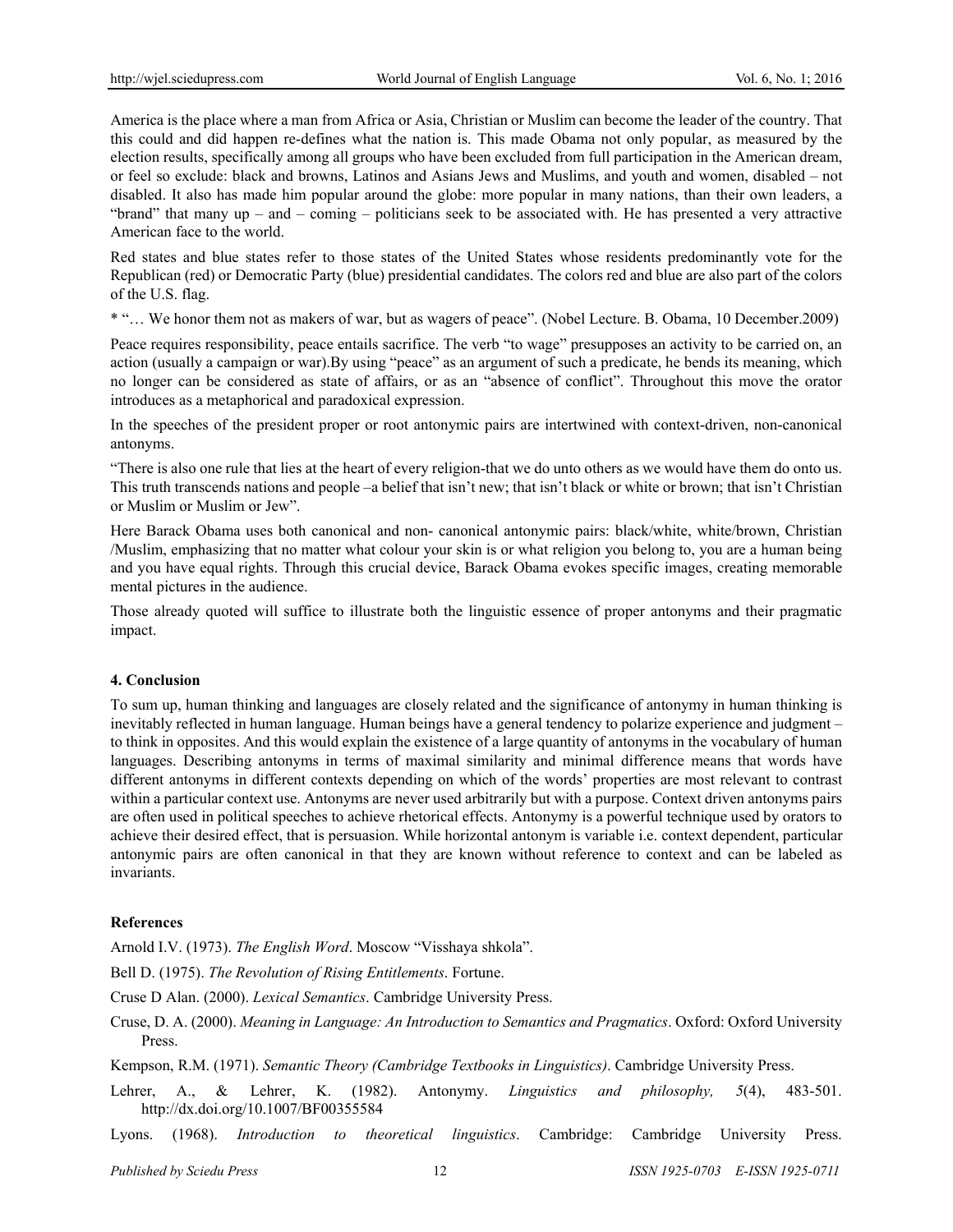America is the place where a man from Africa or Asia, Christian or Muslim can become the leader of the country. That this could and did happen re-defines what the nation is. This made Obama not only popular, as measured by the election results, specifically among all groups who have been excluded from full participation in the American dream, or feel so exclude: black and browns, Latinos and Asians Jews and Muslims, and youth and women, disabled – not disabled. It also has made him popular around the globe: more popular in many nations, than their own leaders, a "brand" that many up – and – coming – politicians seek to be associated with. He has presented a very attractive American face to the world.

Red states and blue states refer to those states of the United States whose residents predominantly vote for the Republican (red) or Democratic Party (blue) presidential candidates. The colors red and blue are also part of the colors of the U.S. flag.

* "… We honor them not as makers of war, but as wagers of peace". (Nobel Lecture. B. Obama, 10 December.2009)

Peace requires responsibility, peace entails sacrifice. The verb "to wage" presupposes an activity to be carried on, an action (usually a campaign or war).By using "peace" as an argument of such a predicate, he bends its meaning, which no longer can be considered as state of affairs, or as an "absence of conflict". Throughout this move the orator introduces as a metaphorical and paradoxical expression.

In the speeches of the president proper or root antonymic pairs are intertwined with context-driven, non-canonical antonyms.

"There is also one rule that lies at the heart of every religion-that we do unto others as we would have them do onto us. This truth transcends nations and people –a belief that isn't new; that isn't black or white or brown; that isn't Christian or Muslim or Muslim or Jew".

Here Barack Obama uses both canonical and non- canonical antonymic pairs: black/white, white/brown, Christian /Muslim, emphasizing that no matter what colour your skin is or what religion you belong to, you are a human being and you have equal rights. Through this crucial device, Barack Obama evokes specific images, creating memorable mental pictures in the audience.

Those already quoted will suffice to illustrate both the linguistic essence of proper antonyms and their pragmatic impact.

## 4. Conclusion

To sum up, human thinking and languages are closely related and the significance of antonymy in human thinking is inevitably reflected in human language. Human beings have a general tendency to polarize experience and judgment – to think in opposites. And this would explain the existence of a large quantity of antonyms in the vocabulary of human languages. Describing antonyms in terms of maximal similarity and minimal difference means that words have different antonyms in different contexts depending on which of the words' properties are most relevant to contrast within a particular context use. Antonyms are never used arbitrarily but with a purpose. Context driven antonyms pairs are often used in political speeches to achieve rhetorical effects. Antonymy is a powerful technique used by orators to achieve their desired effect, that is persuasion. While horizontal antonym is variable i.e. context dependent, particular antonymic pairs are often canonical in that they are known without reference to context and can be labeled as invariants.

## References

Arnold I.V. (1973). *The English Word*. Moscow "Visshaya shkola".

Bell D. (1975). *The Revolution of Rising Entitlements*. Fortune.

Cruse D Alan. (2000). *Lexical Semantics*. Cambridge University Press.

Cruse, D. A. (2000). *Meaning in Language: An Introduction to Semantics and Pragmatics*. Oxford: Oxford University Press.

Kempson, R.M. (1971). *Semantic Theory (Cambridge Textbooks in Linguistics)*. Cambridge University Press.

Lehrer, A., & Lehrer, K. (1982). Antonymy. *Linguistics and philosophy, 5*(4), 483-501. http://dx.doi.org/10.1007/BF00355584

Lyons. (1968). *Introduction to theoretical linguistics*. Cambridge: Cambridge University Press.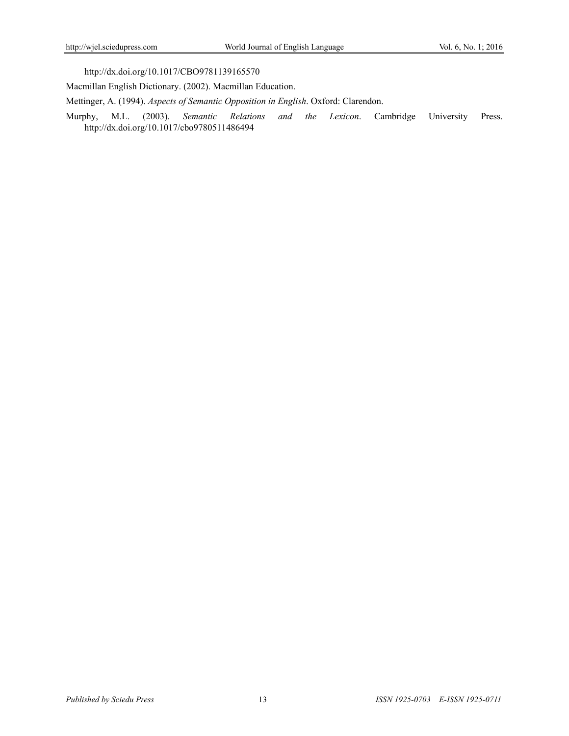http://dx.doi.org/10.1017/CBO9781139165570

Macmillan English Dictionary. (2002). Macmillan Education.

Mettinger, A. (1994). *Aspects of Semantic Opposition in English*. Oxford: Clarendon.

Murphy, M.L. (2003). *Semantic Relations and the Lexicon*. Cambridge University Press. http://dx.doi.org/10.1017/cbo9780511486494